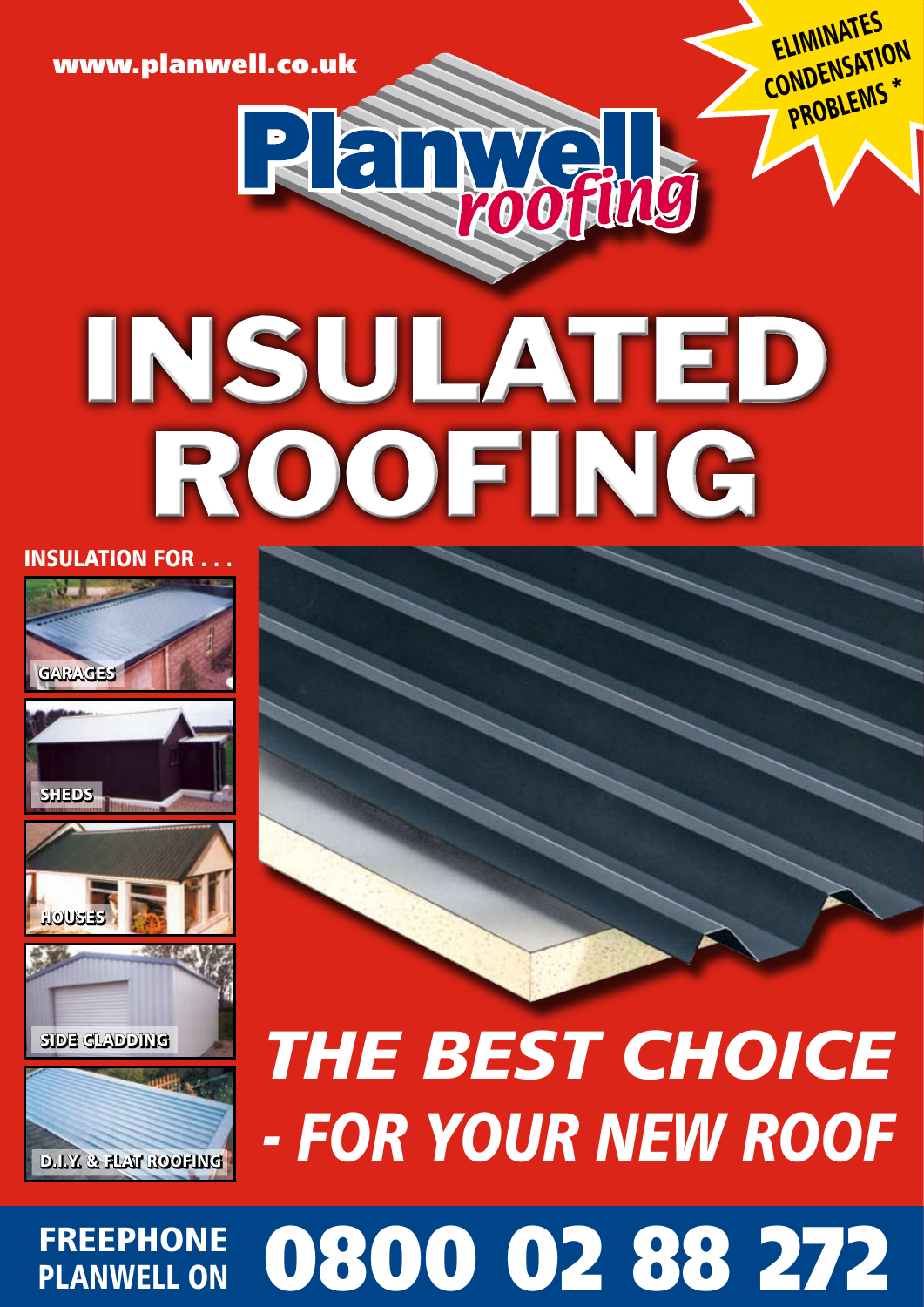www.planwell.co.uk

**ELIMINATES CONDENSATION PROBLEMS ***

# Planwell *roofing*

# INSULATED ROOFING

**INSULATION FOR . . .**

- GARAGES
- SHEDS
- HOUSES
- SIDE CLADDING
- D.I.Y. & FLAT ROOFING

## *THE BEST CHOICE - FOR YOUR NEW ROOF*

**FREEPHONE PLANWELL ON 0800 02 88 272**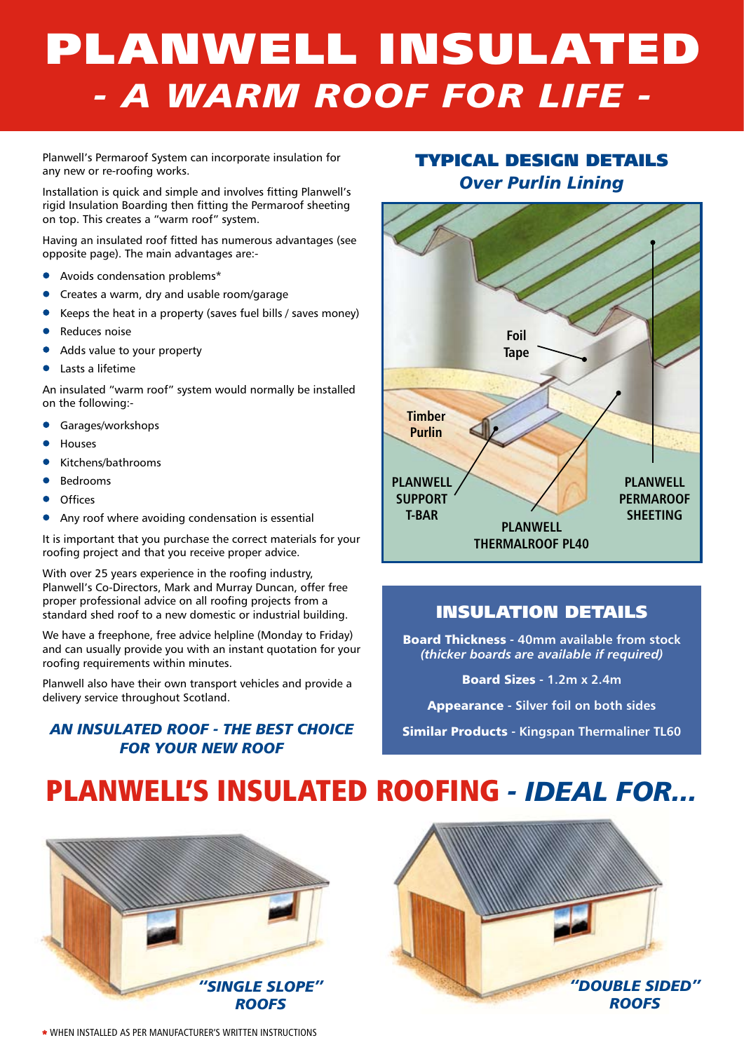# PLANWELL INSULATED
## *- A WARM ROOF FOR LIFE -*

Planwell's Permaroof System can incorporate insulation for any new or re-roofing works.

Installation is quick and simple and involves fitting Planwell's rigid Insulation Boarding then fitting the Permaroof sheeting on top. This creates a "warm roof" system.

Having an insulated roof fitted has numerous advantages (see opposite page). The main advantages are:-

- Avoids condensation problems*
- Creates a warm, dry and usable room/garage
- Keeps the heat in a property (saves fuel bills / saves money)
- Reduces noise
- Adds value to your property
- Lasts a lifetime

An insulated "warm roof" system would normally be installed on the following:-

- Garages/workshops
- Houses
- Kitchens/bathrooms
- Bedrooms
- Offices
- Any roof where avoiding condensation is essential

It is important that you purchase the correct materials for your roofing project and that you receive proper advice.

With over 25 years experience in the roofing industry, Planwell's Co-Directors, Mark and Murray Duncan, offer free proper professional advice on all roofing projects from a standard shed roof to a new domestic or industrial building.

We have a freephone, free advice helpline (Monday to Friday) and can usually provide you with an instant quotation for your roofing requirements within minutes.

Planwell also have their own transport vehicles and provide a delivery service throughout Scotland.

***AN INSULATED ROOF - THE BEST CHOICE FOR YOUR NEW ROOF***

## TYPICAL DESIGN DETAILS
### *Over Purlin Lining*

Foil Tape

Timber Purlin

PLANWELL SUPPORT T-BAR

PLANWELL THERMALROOF PL40

PLANWELL PERMAROOF SHEETING

## INSULATION DETAILS

**Board Thickness** - 40mm available from stock
*(thicker boards are available if required)*

**Board Sizes** - 1.2m x 2.4m

**Appearance** - Silver foil on both sides

**Similar Products** - Kingspan Thermaliner TL60

# PLANWELL'S INSULATED ROOFING *- IDEAL FOR...*

***"SINGLE SLOPE" ROOFS***

***"DOUBLE SIDED" ROOFS***

* WHEN INSTALLED AS PER MANUFACTURER'S WRITTEN INSTRUCTIONS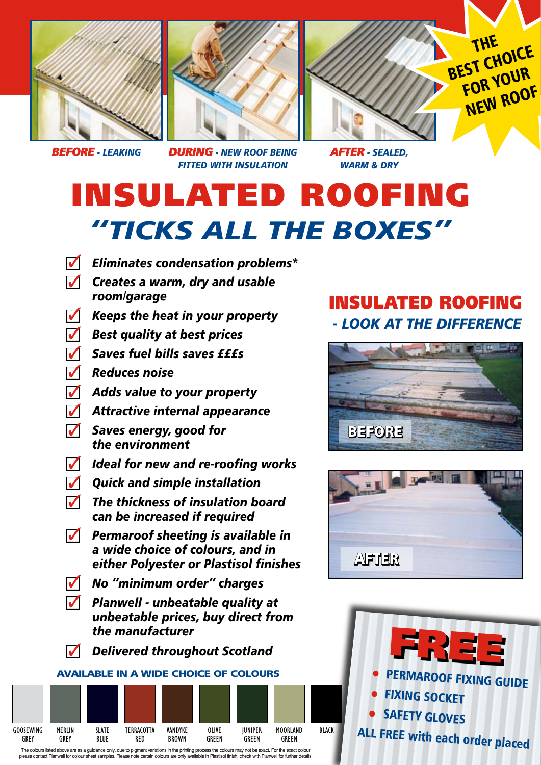THE BEST CHOICE FOR YOUR NEW ROOF

***BEFORE** - LEAKING*

***DURING** - NEW ROOF BEING FITTED WITH INSULATION*

***AFTER** - SEALED, WARM & DRY*

# INSULATED ROOFING

## *"TICKS ALL THE BOXES"*

- ***Eliminates condensation problems****
- ***Creates a warm, dry and usable room/garage***
- ***Keeps the heat in your property***
- ***Best quality at best prices***
- ***Saves fuel bills saves £££s***
- ***Reduces noise***
- ***Adds value to your property***
- ***Attractive internal appearance***
- ***Saves energy, good for the environment***
- ***Ideal for new and re-roofing works***
- ***Quick and simple installation***
- ***The thickness of insulation board can be increased if required***
- ***Permaroof sheeting is available in a wide choice of colours, and in either Polyester or Plastisol finishes***
- ***No "minimum order" charges***
- ***Planwell - unbeatable quality at unbeatable prices, buy direct from the manufacturer***
- ***Delivered throughout Scotland***

## INSULATED ROOFING

### *- LOOK AT THE DIFFERENCE*

BEFORE

AFTER

### AVAILABLE IN A WIDE CHOICE OF COLOURS

GOOSEWING GREY | MERLIN GREY | SLATE BLUE | TERRACOTTA RED | VANDYKE BROWN | OLIVE GREEN | JUNIPER GREEN | MOORLAND GREEN | BLACK

The colours listed above are as a guidance only, due to pigment variations in the printing process the colours may not be exact. For the exact colour please contact Planwell for colour sheet samples. Please note certain colours are only available in Plastisol finish, check with Planwell for further details.

## FREE

- **PERMAROOF FIXING GUIDE**
- **FIXING SOCKET**
- **SAFETY GLOVES**

**ALL FREE with each order placed**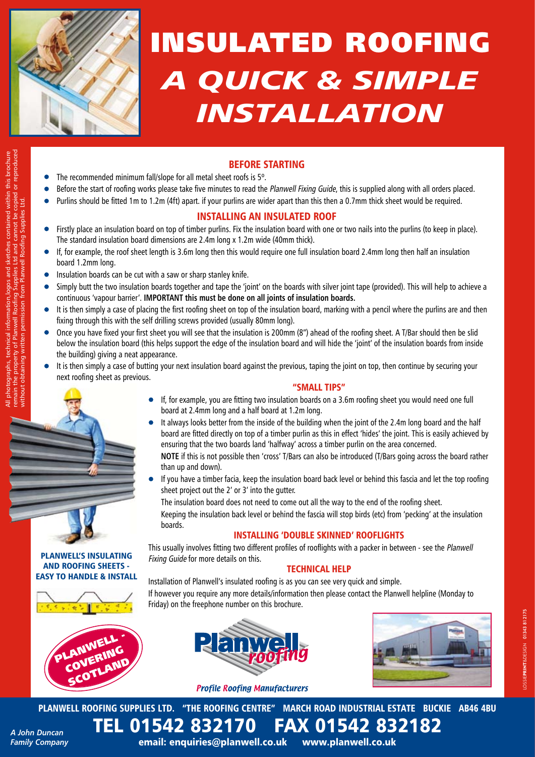# INSULATED ROOFING

## *A QUICK & SIMPLE INSTALLATION*

All photographs, technical information, logos and sketches contained within this brochure remain the property of Planwell Roofing Supplies Ltd and cannot be copied or reproduced without obtaining written permission from Planwell Roofing Supplies Ltd.

### BEFORE STARTING

- The recommended minimum fall/slope for all metal sheet roofs is 5º.
- Before the start of roofing works please take five minutes to read the *Planwell Fixing Guide*, this is supplied along with all orders placed.
- Purlins should be fitted 1m to 1.2m (4ft) apart. if your purlins are wider apart than this then a 0.7mm thick sheet would be required.

### INSTALLING AN INSULATED ROOF

- Firstly place an insulation board on top of timber purlins. Fix the insulation board with one or two nails into the purlins (to keep in place). The standard insulation board dimensions are 2.4m long x 1.2m wide (40mm thick).
- If, for example, the roof sheet length is 3.6m long then this would require one full insulation board 2.4mm long then half an insulation board 1.2mm long.
- Insulation boards can be cut with a saw or sharp stanley knife.
- Simply butt the two insulation boards together and tape the 'joint' on the boards with silver joint tape (provided). This will help to achieve a continuous 'vapour barrier'. **IMPORTANT this must be done on all joints of insulation boards.**
- It is then simply a case of placing the first roofing sheet on top of the insulation board, marking with a pencil where the purlins are and then fixing through this with the self drilling screws provided (usually 80mm long).
- Once you have fixed your first sheet you will see that the insulation is 200mm (8") ahead of the roofing sheet. A T/Bar should then be slid below the insulation board (this helps support the edge of the insulation board and will hide the 'joint' of the insulation boards from inside the building) giving a neat appearance.
- It is then simply a case of butting your next insulation board against the previous, taping the joint on top, then continue by securing your next roofing sheet as previous.

### "SMALL TIPS"

- If, for example, you are fitting two insulation boards on a 3.6m roofing sheet you would need one full board at 2.4mm long and a half board at 1.2m long.
- It always looks better from the inside of the building when the joint of the 2.4m long board and the half board are fitted directly on top of a timber purlin as this in effect 'hides' the joint. This is easily achieved by ensuring that the two boards land 'halfway' across a timber purlin on the area concerned.

  **NOTE** if this is not possible then 'cross' T/Bars can also be introduced (T/Bars going across the board rather than up and down).
- If you have a timber facia, keep the insulation board back level or behind this fascia and let the top roofing sheet project out the 2' or 3' into the gutter.

  The insulation board does not need to come out all the way to the end of the roofing sheet.

  Keeping the insulation back level or behind the fascia will stop birds (etc) from 'pecking' at the insulation boards.

### INSTALLING 'DOUBLE SKINNED' ROOFLIGHTS

This usually involves fitting two different profiles of rooflights with a packer in between - see the *Planwell Fixing Guide* for more details on this.

### TECHNICAL HELP

Installation of Planwell's insulated roofing is as you can see very quick and simple.

If however you require any more details/information then please contact the Planwell helpline (Monday to Friday) on the freephone number on this brochure.

**PLANWELL'S INSULATING AND ROOFING SHEETS - EASY TO HANDLE & INSTALL**

PLANWELL - COVERING SCOTLAND

Planwell roofing

*Profile Roofing Manufacturers*

LOSSIEPRINT&DESIGN 01343 812175

**PLANWELL ROOFING SUPPLIES LTD. "THE ROOFING CENTRE" MARCH ROAD INDUSTRIAL ESTATE BUCKIE AB46 4BU**

**TEL 01542 832170 FAX 01542 832182**

**email: enquiries@planwell.co.uk www.planwell.co.uk**

*A John Duncan Family Company*